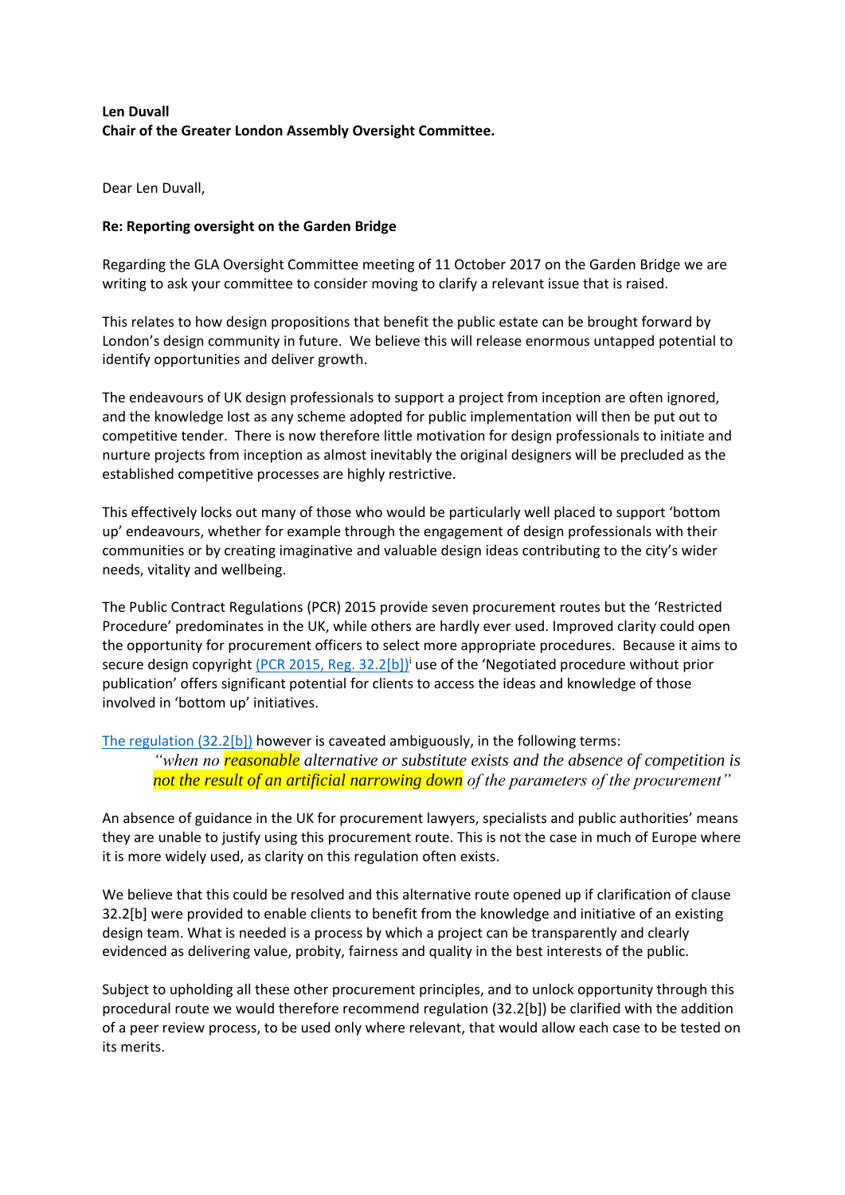**Len Duvall**
**Chair of the Greater London Assembly Oversight Committee.**

Dear Len Duvall,

**Re: Reporting oversight on the Garden Bridge**

Regarding the GLA Oversight Committee meeting of 11 October 2017 on the Garden Bridge we are writing to ask your committee to consider moving to clarify a relevant issue that is raised.

This relates to how design propositions that benefit the public estate can be brought forward by London's design community in future. We believe this will release enormous untapped potential to identify opportunities and deliver growth.

The endeavours of UK design professionals to support a project from inception are often ignored, and the knowledge lost as any scheme adopted for public implementation will then be put out to competitive tender. There is now therefore little motivation for design professionals to initiate and nurture projects from inception as almost inevitably the original designers will be precluded as the established competitive processes are highly restrictive.

This effectively locks out many of those who would be particularly well placed to support 'bottom up' endeavours, whether for example through the engagement of design professionals with their communities or by creating imaginative and valuable design ideas contributing to the city's wider needs, vitality and wellbeing.

The Public Contract Regulations (PCR) 2015 provide seven procurement routes but the 'Restricted Procedure' predominates in the UK, while others are hardly ever used. Improved clarity could open the opportunity for procurement officers to select more appropriate procedures. Because it aims to secure design copyright (PCR 2015, Reg. 32.2[b])[i] use of the 'Negotiated procedure without prior publication' offers significant potential for clients to access the ideas and knowledge of those involved in 'bottom up' initiatives.

The regulation (32.2[b]) however is caveated ambiguously, in the following terms:

> *"when no **reasonable** alternative or substitute exists and the absence of competition is **not the result of an artificial narrowing down** of the parameters of the procurement"*

An absence of guidance in the UK for procurement lawyers, specialists and public authorities' means they are unable to justify using this procurement route. This is not the case in much of Europe where it is more widely used, as clarity on this regulation often exists.

We believe that this could be resolved and this alternative route opened up if clarification of clause 32.2[b] were provided to enable clients to benefit from the knowledge and initiative of an existing design team. What is needed is a process by which a project can be transparently and clearly evidenced as delivering value, probity, fairness and quality in the best interests of the public.

Subject to upholding all these other procurement principles, and to unlock opportunity through this procedural route we would therefore recommend regulation (32.2[b]) be clarified with the addition of a peer review process, to be used only where relevant, that would allow each case to be tested on its merits.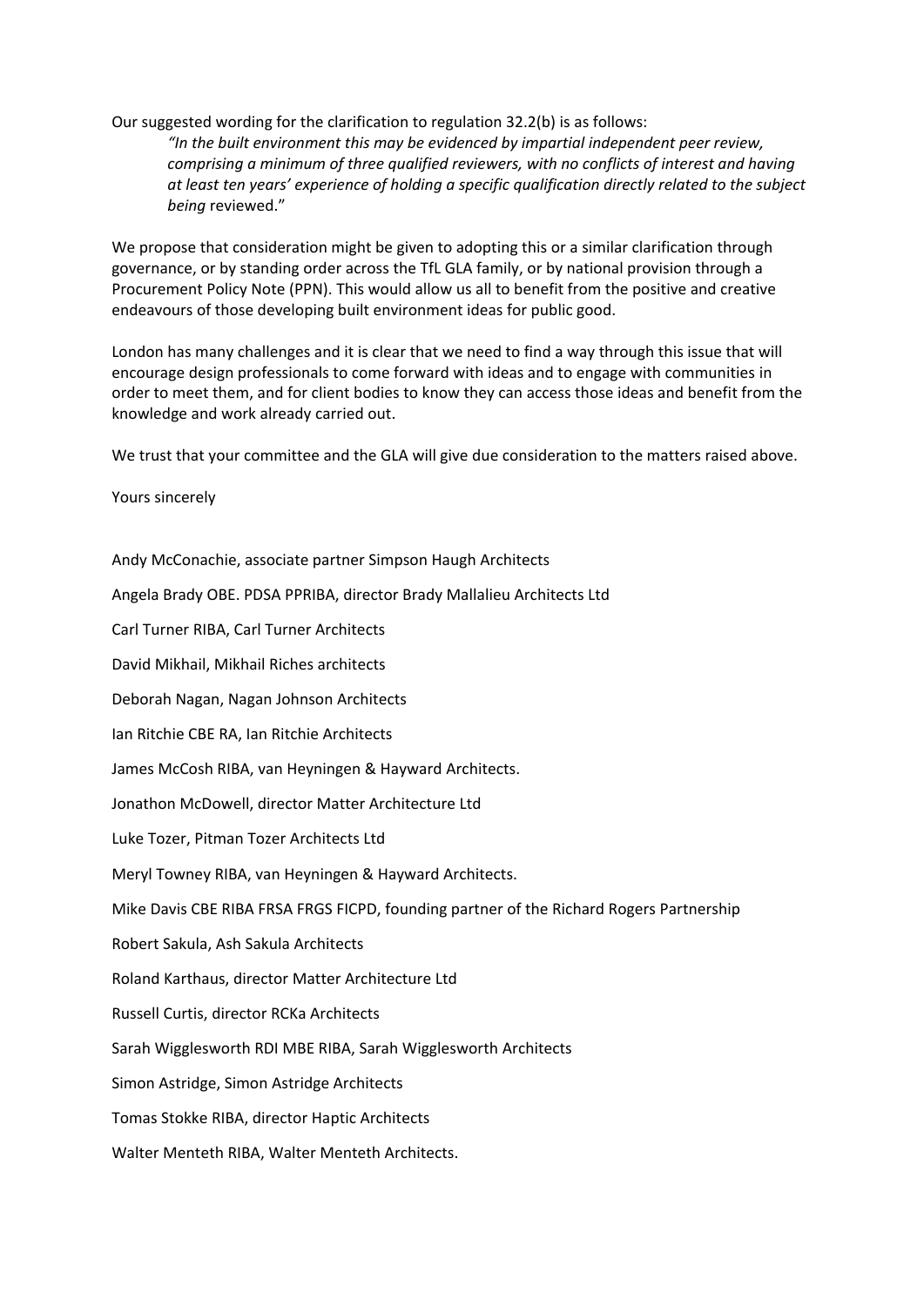Our suggested wording for the clarification to regulation 32.2(b) is as follows:

> *"In the built environment this may be evidenced by impartial independent peer review, comprising a minimum of three qualified reviewers, with no conflicts of interest and having at least ten years' experience of holding a specific qualification directly related to the subject being* reviewed."

We propose that consideration might be given to adopting this or a similar clarification through governance, or by standing order across the TfL GLA family, or by national provision through a Procurement Policy Note (PPN). This would allow us all to benefit from the positive and creative endeavours of those developing built environment ideas for public good.

London has many challenges and it is clear that we need to find a way through this issue that will encourage design professionals to come forward with ideas and to engage with communities in order to meet them, and for client bodies to know they can access those ideas and benefit from the knowledge and work already carried out.

We trust that your committee and the GLA will give due consideration to the matters raised above.

Yours sincerely

Andy McConachie, associate partner Simpson Haugh Architects

Angela Brady OBE. PDSA PPRIBA, director Brady Mallalieu Architects Ltd

Carl Turner RIBA, Carl Turner Architects

David Mikhail, Mikhail Riches architects

Deborah Nagan, Nagan Johnson Architects

Ian Ritchie CBE RA, Ian Ritchie Architects

James McCosh RIBA, van Heyningen & Hayward Architects.

Jonathon McDowell, director Matter Architecture Ltd

Luke Tozer, Pitman Tozer Architects Ltd

Meryl Towney RIBA, van Heyningen & Hayward Architects.

Mike Davis CBE RIBA FRSA FRGS FICPD, founding partner of the Richard Rogers Partnership

Robert Sakula, Ash Sakula Architects

Roland Karthaus, director Matter Architecture Ltd

Russell Curtis, director RCKa Architects

Sarah Wigglesworth RDI MBE RIBA, Sarah Wigglesworth Architects

Simon Astridge, Simon Astridge Architects

Tomas Stokke RIBA, director Haptic Architects

Walter Menteth RIBA, Walter Menteth Architects.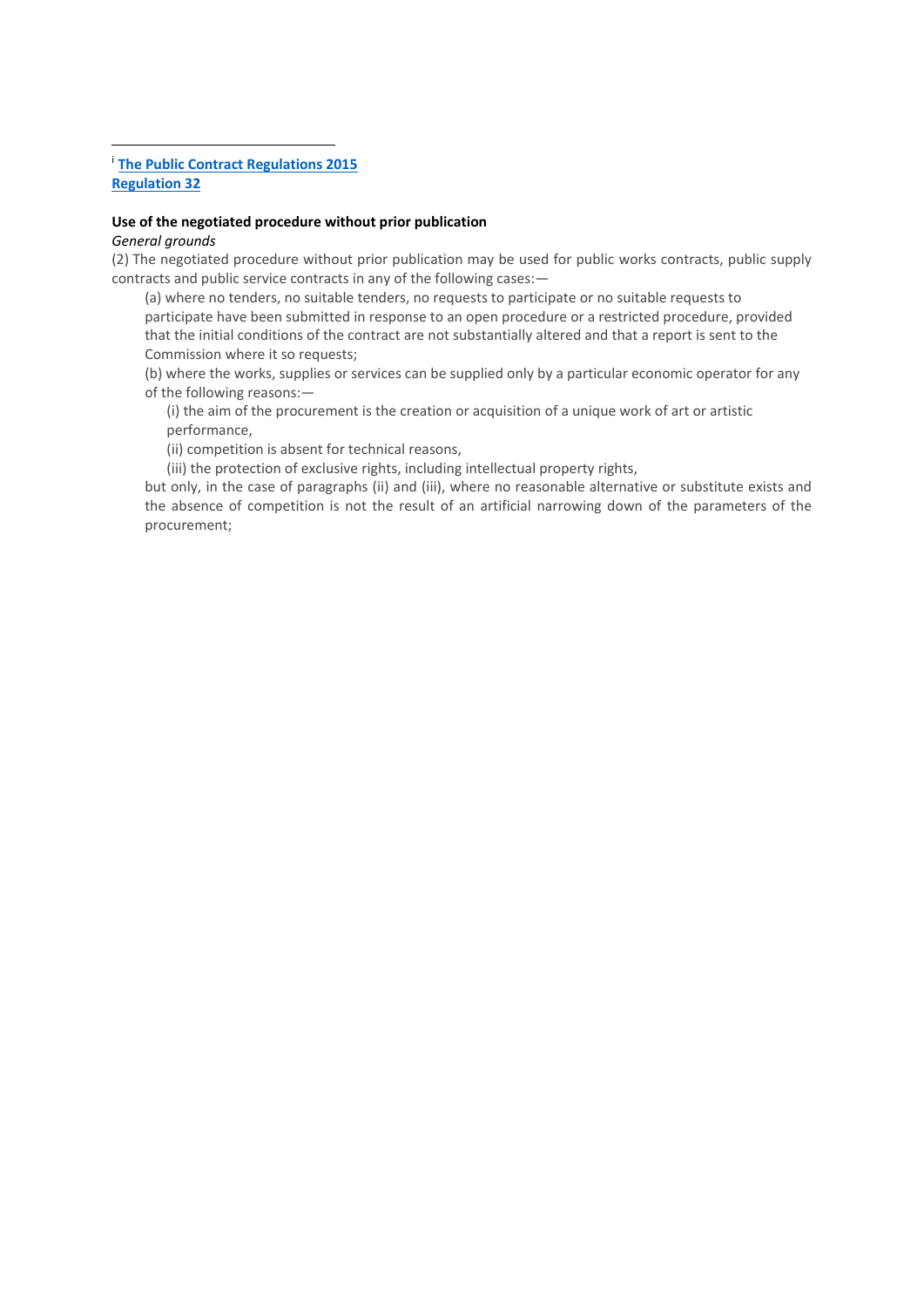[i] **The Public Contract Regulations 2015**
**Regulation 32**

**Use of the negotiated procedure without prior publication**

*General grounds*

(2) The negotiated procedure without prior publication may be used for public works contracts, public supply contracts and public service contracts in any of the following cases:—

(a) where no tenders, no suitable tenders, no requests to participate or no suitable requests to participate have been submitted in response to an open procedure or a restricted procedure, provided that the initial conditions of the contract are not substantially altered and that a report is sent to the Commission where it so requests;

(b) where the works, supplies or services can be supplied only by a particular economic operator for any of the following reasons:—

(i) the aim of the procurement is the creation or acquisition of a unique work of art or artistic performance,

(ii) competition is absent for technical reasons,

(iii) the protection of exclusive rights, including intellectual property rights,

but only, in the case of paragraphs (ii) and (iii), where no reasonable alternative or substitute exists and the absence of competition is not the result of an artificial narrowing down of the parameters of the procurement;